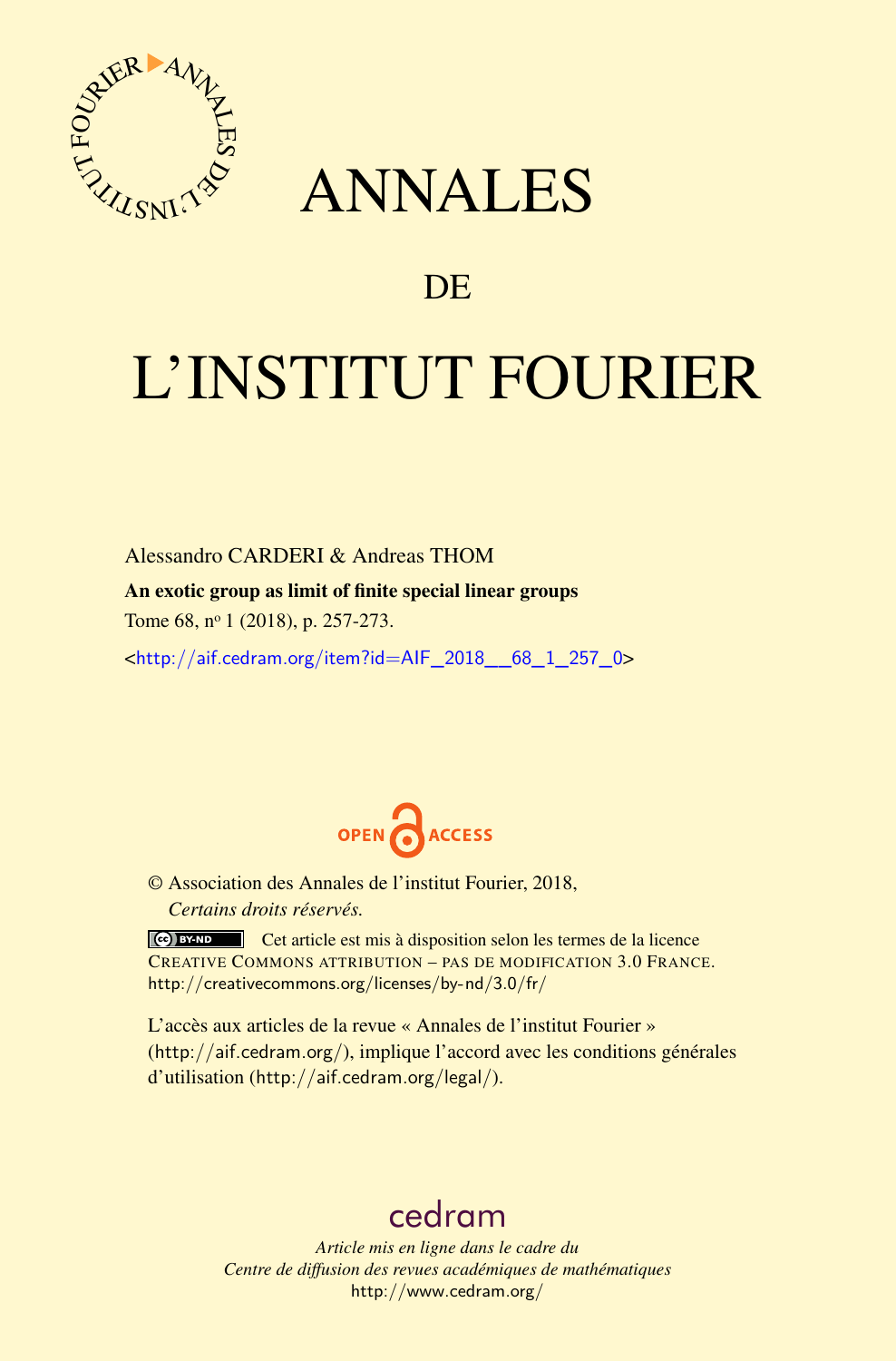# ANNALES

## DE

# L'INSTITUT FOURIER

Alessandro CARDERI & Andreas THOM

**An exotic group as limit of finite special linear groups**

Tome 68, n° 1 (2018), p. 257-273.

<http://aif.cedram.org/item?id=AIF_2018__68_1_257_0>

OPEN ACCESS

© Association des Annales de l'institut Fourier, 2018,
*Certains droits réservés.*

Cet article est mis à disposition selon les termes de la licence CREATIVE COMMONS ATTRIBUTION – PAS DE MODIFICATION 3.0 FRANCE.
http://creativecommons.org/licenses/by-nd/3.0/fr/

L'accès aux articles de la revue « Annales de l'institut Fourier » (http://aif.cedram.org/), implique l'accord avec les conditions générales d'utilisation (http://aif.cedram.org/legal/).

cedram

*Article mis en ligne dans le cadre du*
*Centre de diffusion des revues académiques de mathématiques*
http://www.cedram.org/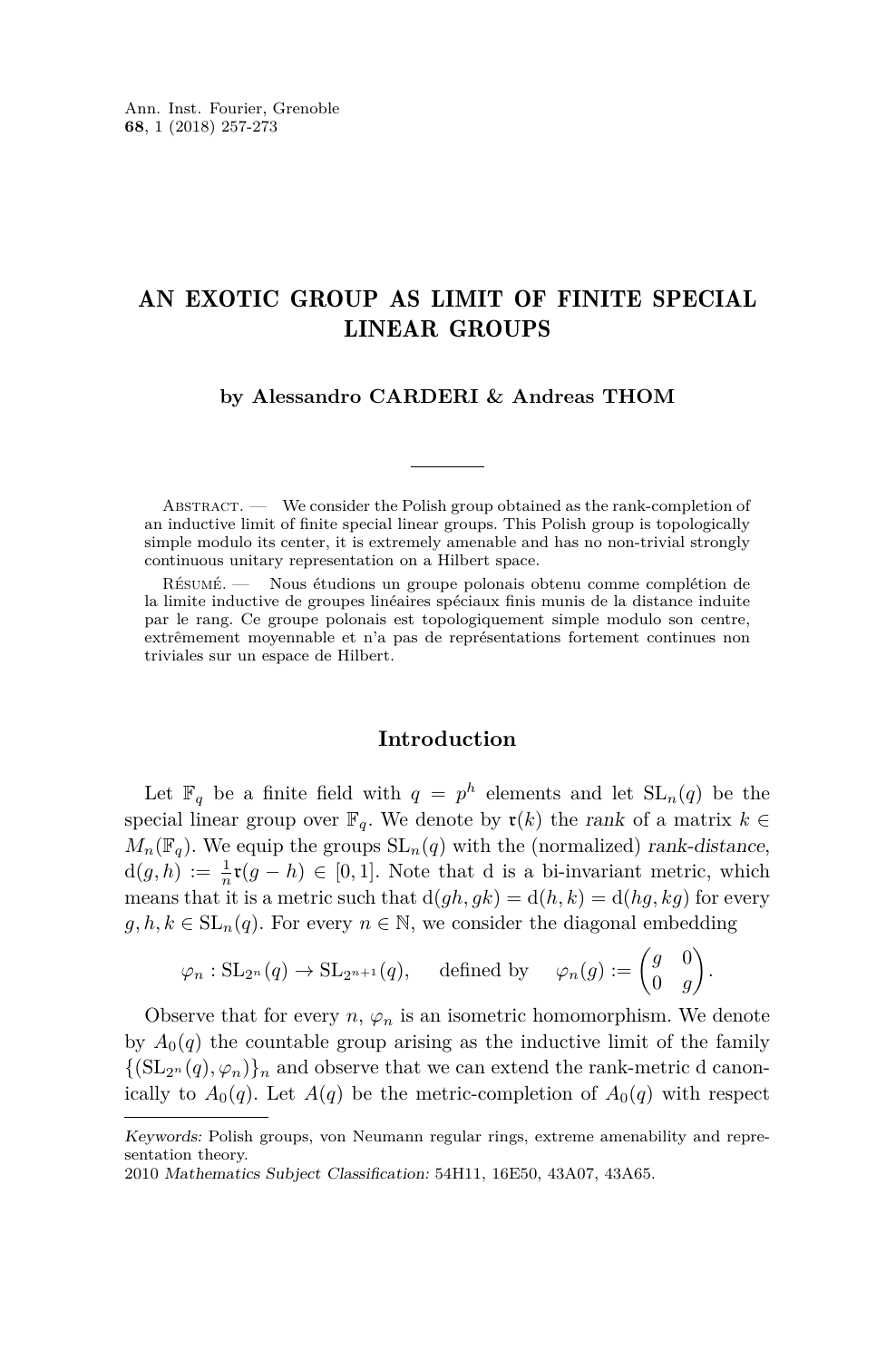# AN EXOTIC GROUP AS LIMIT OF FINITE SPECIAL LINEAR GROUPS

**by Alessandro CARDERI & Andreas THOM**

Abstract. — We consider the Polish group obtained as the rank-completion of an inductive limit of finite special linear groups. This Polish group is topologically simple modulo its center, it is extremely amenable and has no non-trivial strongly continuous unitary representation on a Hilbert space.

Résumé. — Nous étudions un groupe polonais obtenu comme complétion de la limite inductive de groupes linéaires spéciaux finis munis de la distance induite par le rang. Ce groupe polonais est topologiquement simple modulo son centre, extrêmement moyennable et n'a pas de représentations fortement continues non triviales sur un espace de Hilbert.

## Introduction

Let $\mathbb{F}_q$ be a finite field with $q = p^h$ elements and let $\mathrm{SL}_n(q)$ be the special linear group over $\mathbb{F}_q$. We denote by $\mathfrak{r}(k)$ the *rank* of a matrix $k \in M_n(\mathbb{F}_q)$. We equip the groups $\mathrm{SL}_n(q)$ with the (normalized) *rank-distance*, $\mathrm{d}(g,h) := \frac{1}{n}\mathfrak{r}(g-h) \in [0,1]$. Note that d is a bi-invariant metric, which means that it is a metric such that $\mathrm{d}(gh,gk) = \mathrm{d}(h,k) = \mathrm{d}(hg,kg)$ for every $g,h,k \in \mathrm{SL}_n(q)$. For every $n \in \mathbb{N}$, we consider the diagonal embedding

$$\varphi_n : \mathrm{SL}_{2^n}(q) \to \mathrm{SL}_{2^{n+1}}(q), \qquad \text{defined by} \qquad \varphi_n(g) := \begin{pmatrix} g & 0 \\ 0 & g \end{pmatrix}.$$

Observe that for every $n$, $\varphi_n$ is an isometric homomorphism. We denote by $A_0(q)$ the countable group arising as the inductive limit of the family $\{(\mathrm{SL}_{2^n}(q), \varphi_n)\}_n$ and observe that we can extend the rank-metric d canonically to $A_0(q)$. Let $A(q)$ be the metric-completion of $A_0(q)$ with respect

*Keywords:* Polish groups, von Neumann regular rings, extreme amenability and representation theory.
2010 *Mathematics Subject Classification:* 54H11, 16E50, 43A07, 43A65.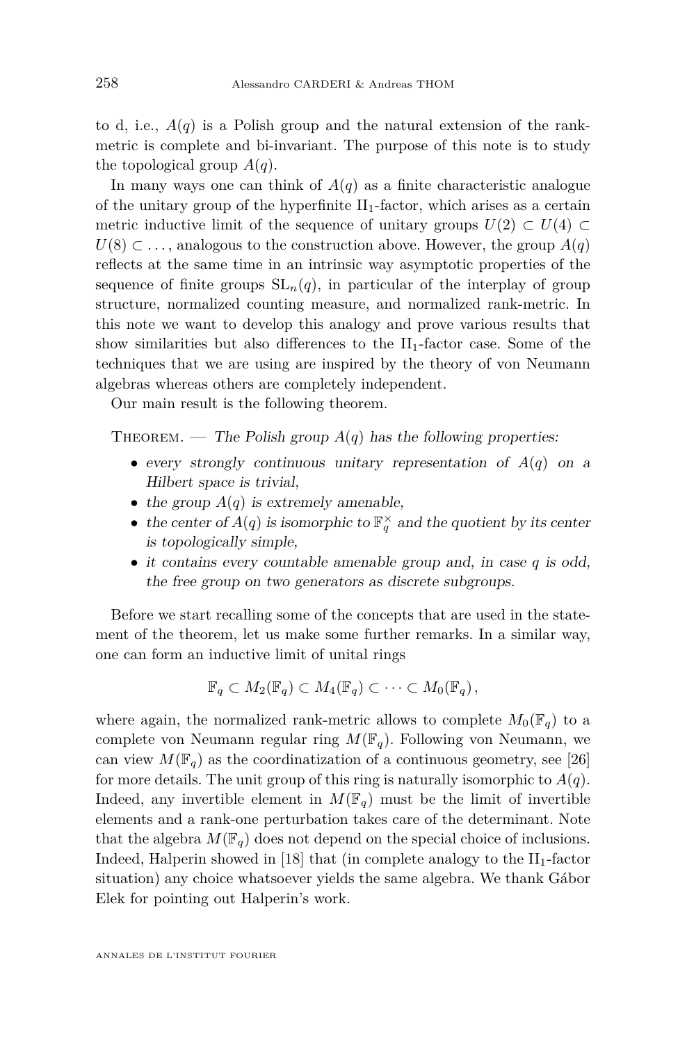to d, i.e., $A(q)$ is a Polish group and the natural extension of the rank-metric is complete and bi-invariant. The purpose of this note is to study the topological group $A(q)$.

In many ways one can think of $A(q)$ as a finite characteristic analogue of the unitary group of the hyperfinite $\mathrm{II}_1$-factor, which arises as a certain metric inductive limit of the sequence of unitary groups $U(2) \subset U(4) \subset U(8) \subset \dots$, analogous to the construction above. However, the group $A(q)$ reflects at the same time in an intrinsic way asymptotic properties of the sequence of finite groups $\mathrm{SL}_n(q)$, in particular of the interplay of group structure, normalized counting measure, and normalized rank-metric. In this note we want to develop this analogy and prove various results that show similarities but also differences to the $\mathrm{II}_1$-factor case. Some of the techniques that we are using are inspired by the theory of von Neumann algebras whereas others are completely independent.

Our main result is the following theorem.

Theorem. — *The Polish group $A(q)$ has the following properties:*

- *every strongly continuous unitary representation of $A(q)$ on a Hilbert space is trivial,*
- *the group $A(q)$ is extremely amenable,*
- *the center of $A(q)$ is isomorphic to $\mathbb{F}_q^\times$ and the quotient by its center is topologically simple,*
- *it contains every countable amenable group and, in case $q$ is odd, the free group on two generators as discrete subgroups.*

Before we start recalling some of the concepts that are used in the statement of the theorem, let us make some further remarks. In a similar way, one can form an inductive limit of unital rings

$$\mathbb{F}_q \subset M_2(\mathbb{F}_q) \subset M_4(\mathbb{F}_q) \subset \dots \subset M_0(\mathbb{F}_q),$$

where again, the normalized rank-metric allows to complete $M_0(\mathbb{F}_q)$ to a complete von Neumann regular ring $M(\mathbb{F}_q)$. Following von Neumann, we can view $M(\mathbb{F}_q)$ as the coordinatization of a continuous geometry, see [26] for more details. The unit group of this ring is naturally isomorphic to $A(q)$. Indeed, any invertible element in $M(\mathbb{F}_q)$ must be the limit of invertible elements and a rank-one perturbation takes care of the determinant. Note that the algebra $M(\mathbb{F}_q)$ does not depend on the special choice of inclusions. Indeed, Halperin showed in [18] that (in complete analogy to the $\mathrm{II}_1$-factor situation) any choice whatsoever yields the same algebra. We thank Gábor Elek for pointing out Halperin's work.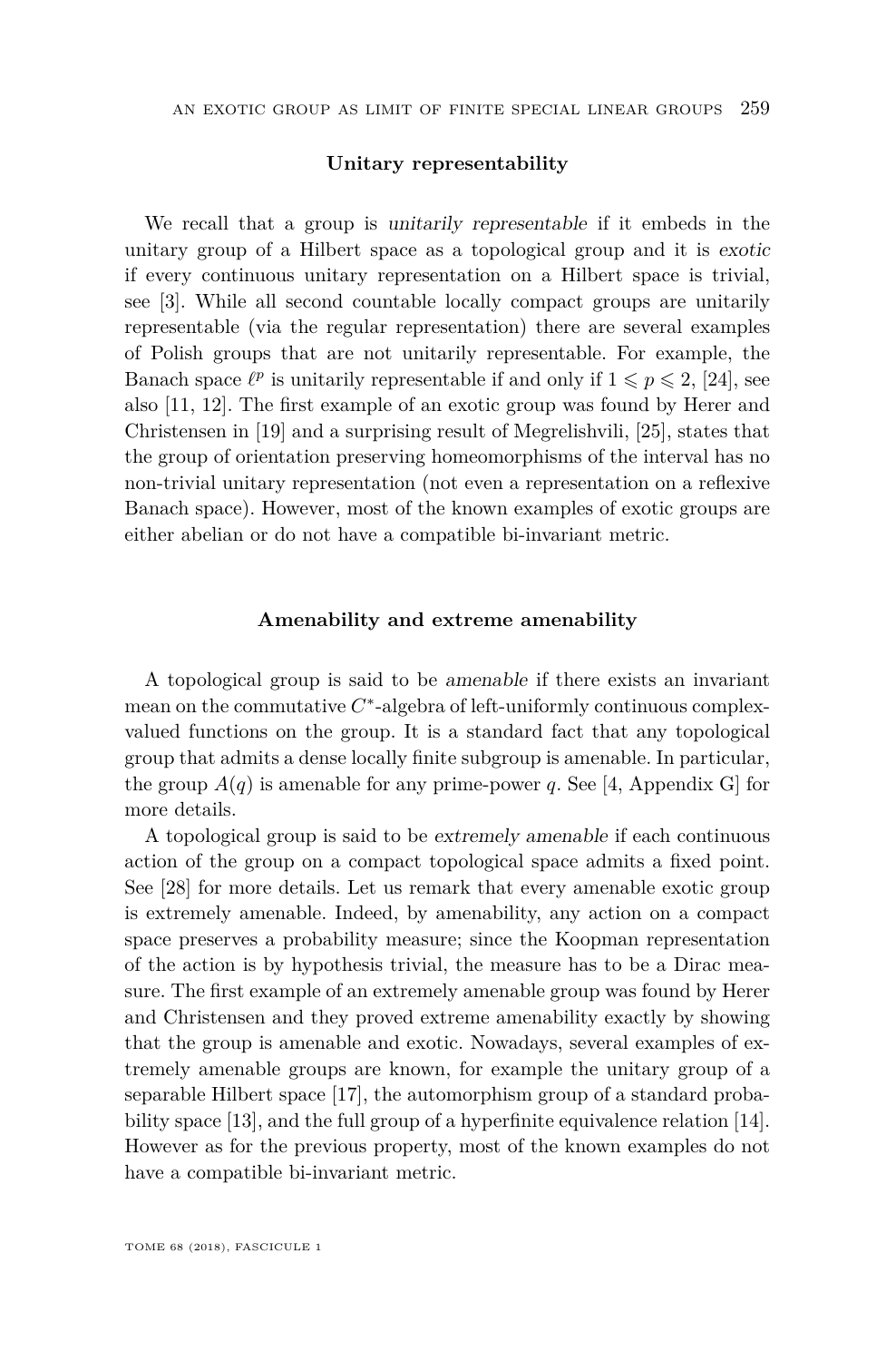### Unitary representability

We recall that a group is *unitarily representable* if it embeds in the unitary group of a Hilbert space as a topological group and it is *exotic* if every continuous unitary representation on a Hilbert space is trivial, see [3]. While all second countable locally compact groups are unitarily representable (via the regular representation) there are several examples of Polish groups that are not unitarily representable. For example, the Banach space $\ell^p$ is unitarily representable if and only if $1 \leqslant p \leqslant 2$, [24], see also [11, 12]. The first example of an exotic group was found by Herer and Christensen in [19] and a surprising result of Megrelishvili, [25], states that the group of orientation preserving homeomorphisms of the interval has no non-trivial unitary representation (not even a representation on a reflexive Banach space). However, most of the known examples of exotic groups are either abelian or do not have a compatible bi-invariant metric.

### Amenability and extreme amenability

A topological group is said to be *amenable* if there exists an invariant mean on the commutative $C^*$-algebra of left-uniformly continuous complex-valued functions on the group. It is a standard fact that any topological group that admits a dense locally finite subgroup is amenable. In particular, the group $A(q)$ is amenable for any prime-power $q$. See [4, Appendix G] for more details.

A topological group is said to be *extremely amenable* if each continuous action of the group on a compact topological space admits a fixed point. See [28] for more details. Let us remark that every amenable exotic group is extremely amenable. Indeed, by amenability, any action on a compact space preserves a probability measure; since the Koopman representation of the action is by hypothesis trivial, the measure has to be a Dirac measure. The first example of an extremely amenable group was found by Herer and Christensen and they proved extreme amenability exactly by showing that the group is amenable and exotic. Nowadays, several examples of extremely amenable groups are known, for example the unitary group of a separable Hilbert space [17], the automorphism group of a standard probability space [13], and the full group of a hyperfinite equivalence relation [14]. However as for the previous property, most of the known examples do not have a compatible bi-invariant metric.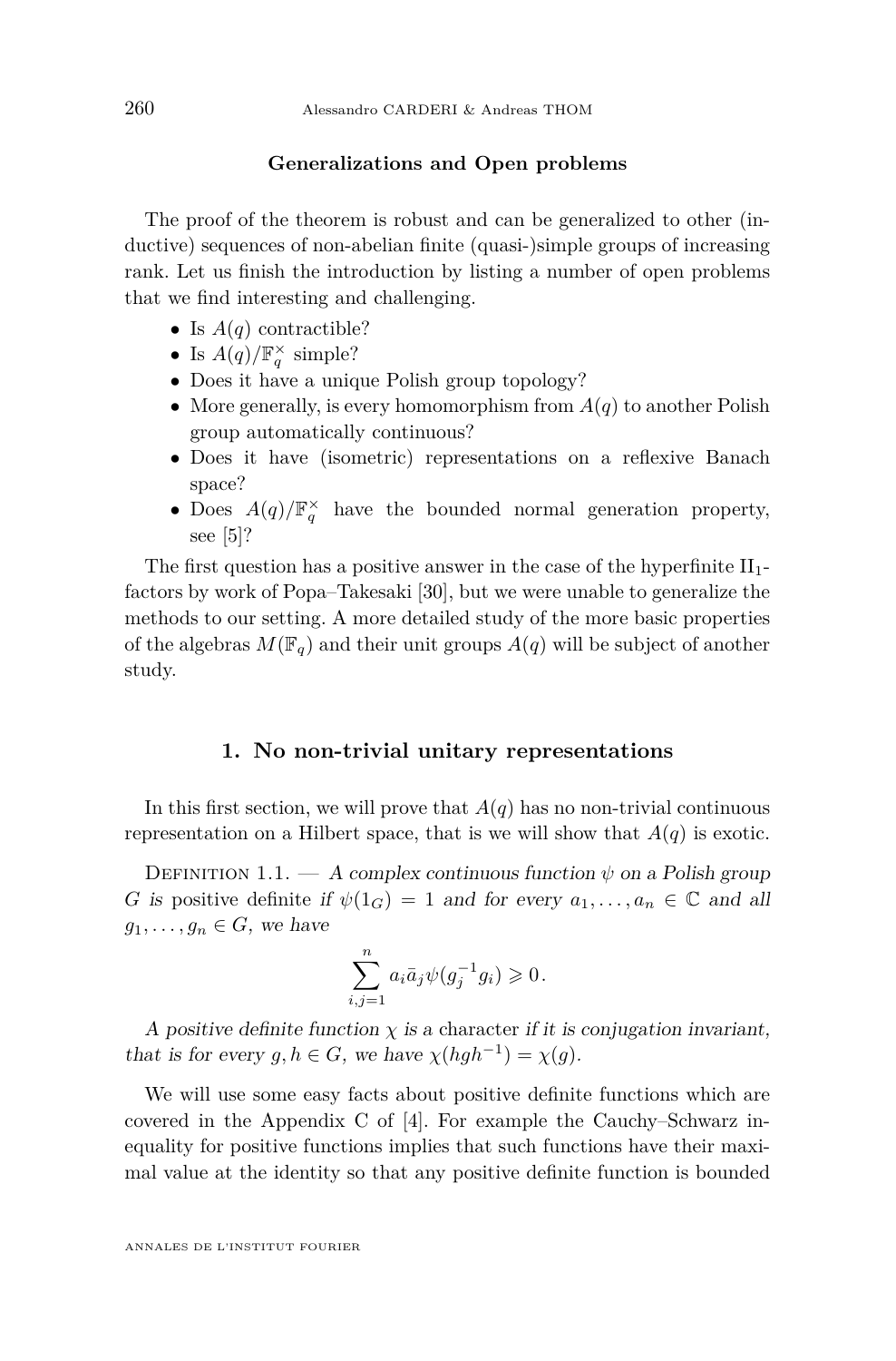**Generalizations and Open problems**

The proof of the theorem is robust and can be generalized to other (inductive) sequences of non-abelian finite (quasi-)simple groups of increasing rank. Let us finish the introduction by listing a number of open problems that we find interesting and challenging.

- Is $A(q)$ contractible?
- Is $A(q)/\mathbb{F}_q^{\times}$ simple?
- Does it have a unique Polish group topology?
- More generally, is every homomorphism from $A(q)$ to another Polish group automatically continuous?
- Does it have (isometric) representations on a reflexive Banach space?
- Does $A(q)/\mathbb{F}_q^{\times}$ have the bounded normal generation property, see [5]?

The first question has a positive answer in the case of the hyperfinite $\mathrm{II}_1$-factors by work of Popa–Takesaki [30], but we were unable to generalize the methods to our setting. A more detailed study of the more basic properties of the algebras $M(\mathbb{F}_q)$ and their unit groups $A(q)$ will be subject of another study.

## 1. No non-trivial unitary representations

In this first section, we will prove that $A(q)$ has no non-trivial continuous representation on a Hilbert space, that is we will show that $A(q)$ is exotic.

Definition 1.1. — *A complex continuous function $\psi$ on a Polish group $G$ is* positive definite *if $\psi(1_G) = 1$ and for every $a_1, \ldots, a_n \in \mathbb{C}$ and all $g_1, \ldots, g_n \in G$, we have*

$$\sum_{i,j=1}^{n} a_i \bar{a}_j \psi(g_j^{-1} g_i) \geqslant 0 .$$

*A positive definite function $\chi$ is a* character *if it is conjugation invariant, that is for every $g, h \in G$, we have $\chi(hgh^{-1}) = \chi(g)$.*

We will use some easy facts about positive definite functions which are covered in the Appendix C of [4]. For example the Cauchy–Schwarz inequality for positive functions implies that such functions have their maximal value at the identity so that any positive definite function is bounded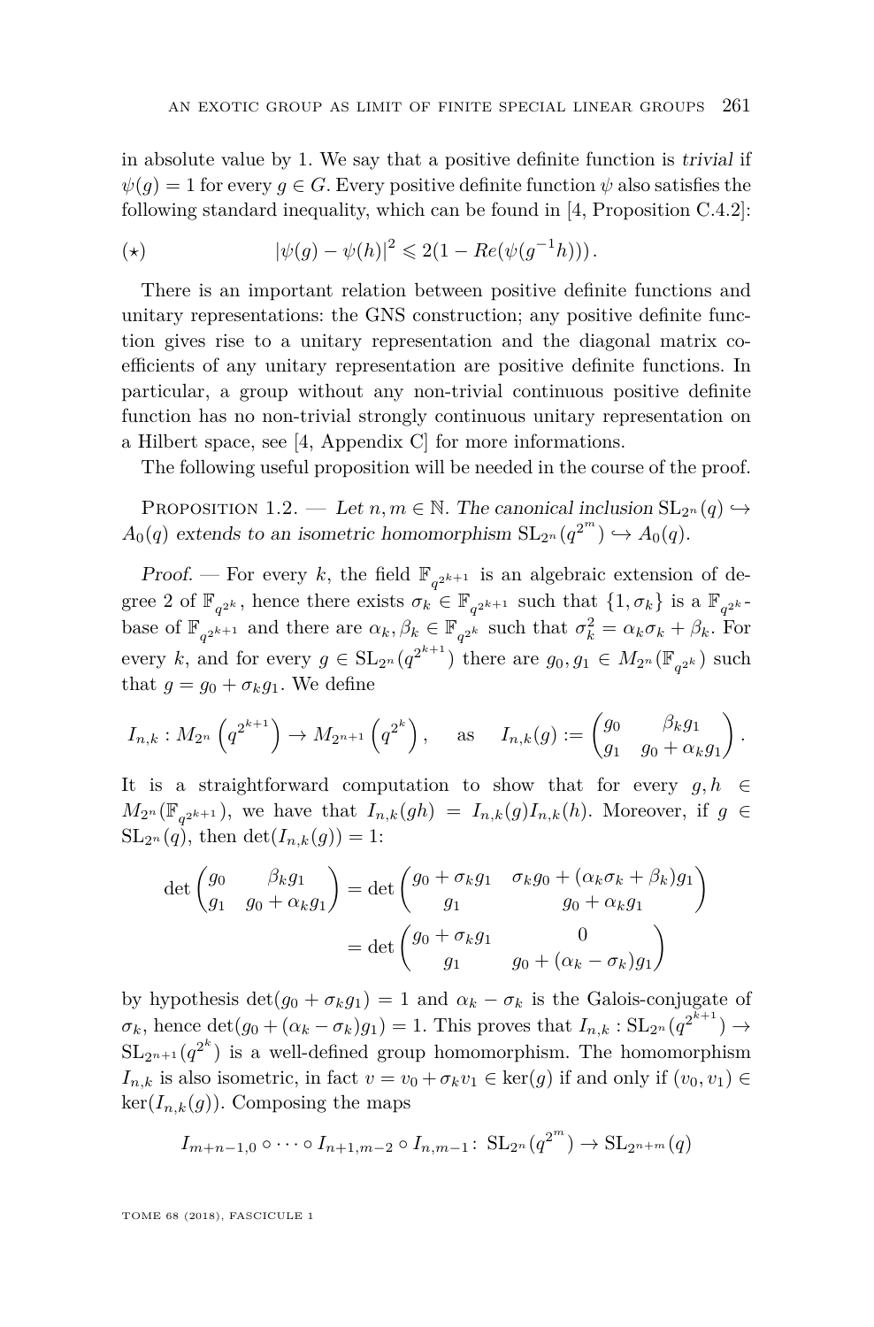in absolute value by 1. We say that a positive definite function is *trivial* if $\psi(g) = 1$ for every $g \in G$. Every positive definite function $\psi$ also satisfies the following standard inequality, which can be found in [4, Proposition C.4.2]:

$$(\star) \qquad |\psi(g) - \psi(h)|^2 \leqslant 2(1 - Re(\psi(g^{-1}h))).$$

There is an important relation between positive definite functions and unitary representations: the GNS construction; any positive definite function gives rise to a unitary representation and the diagonal matrix coefficients of any unitary representation are positive definite functions. In particular, a group without any non-trivial continuous positive definite function has no non-trivial strongly continuous unitary representation on a Hilbert space, see [4, Appendix C] for more informations.

The following useful proposition will be needed in the course of the proof.

Proposition 1.2. — *Let $n, m \in \mathbb{N}$. The canonical inclusion $\mathrm{SL}_{2^n}(q) \hookrightarrow A_0(q)$ extends to an isometric homomorphism $\mathrm{SL}_{2^n}(q^{2^m}) \hookrightarrow A_0(q)$.*

*Proof.* — For every $k$, the field $\mathbb{F}_{q^{2^{k+1}}}$ is an algebraic extension of degree 2 of $\mathbb{F}_{q^{2^k}}$, hence there exists $\sigma_k \in \mathbb{F}_{q^{2^{k+1}}}$ such that $\{1, \sigma_k\}$ is a $\mathbb{F}_{q^{2^k}}$-base of $\mathbb{F}_{q^{2^{k+1}}}$ and there are $\alpha_k, \beta_k \in \mathbb{F}_{q^{2^k}}$ such that $\sigma_k^2 = \alpha_k \sigma_k + \beta_k$. For every $k$, and for every $g \in \mathrm{SL}_{2^n}(q^{2^{k+1}})$ there are $g_0, g_1 \in M_{2^n}(\mathbb{F}_{q^{2^k}})$ such that $g = g_0 + \sigma_k g_1$. We define

$$I_{n,k} : M_{2^n}\left(q^{2^{k+1}}\right) \to M_{2^{n+1}}\left(q^{2^k}\right), \quad \text{ as } \quad I_{n,k}(g) := \begin{pmatrix} g_0 & \beta_k g_1 \\ g_1 & g_0 + \alpha_k g_1 \end{pmatrix}.$$

It is a straightforward computation to show that for every $g, h \in M_{2^n}(\mathbb{F}_{q^{2^{k+1}}})$, we have that $I_{n,k}(gh) = I_{n,k}(g) I_{n,k}(h)$. Moreover, if $g \in \mathrm{SL}_{2^n}(q)$, then $\det(I_{n,k}(g)) = 1$:

$$\begin{aligned}
\det \begin{pmatrix} g_0 & \beta_k g_1 \\ g_1 & g_0 + \alpha_k g_1 \end{pmatrix} &= \det \begin{pmatrix} g_0 + \sigma_k g_1 & \sigma_k g_0 + (\alpha_k \sigma_k + \beta_k) g_1 \\ g_1 & g_0 + \alpha_k g_1 \end{pmatrix} \\
&= \det \begin{pmatrix} g_0 + \sigma_k g_1 & 0 \\ g_1 & g_0 + (\alpha_k - \sigma_k) g_1 \end{pmatrix}
\end{aligned}$$

by hypothesis $\det(g_0 + \sigma_k g_1) = 1$ and $\alpha_k - \sigma_k$ is the Galois-conjugate of $\sigma_k$, hence $\det(g_0 + (\alpha_k - \sigma_k) g_1) = 1$. This proves that $I_{n,k} : \mathrm{SL}_{2^n}(q^{2^{k+1}}) \to \mathrm{SL}_{2^{n+1}}(q^{2^k})$ is a well-defined group homomorphism. The homomorphism $I_{n,k}$ is also isometric, in fact $v = v_0 + \sigma_k v_1 \in \ker(g)$ if and only if $(v_0, v_1) \in \ker(I_{n,k}(g))$. Composing the maps

$$I_{m+n-1,0} \circ \cdots \circ I_{n+1,m-2} \circ I_{n,m-1} \colon \mathrm{SL}_{2^n}(q^{2^m}) \to \mathrm{SL}_{2^{n+m}}(q)$$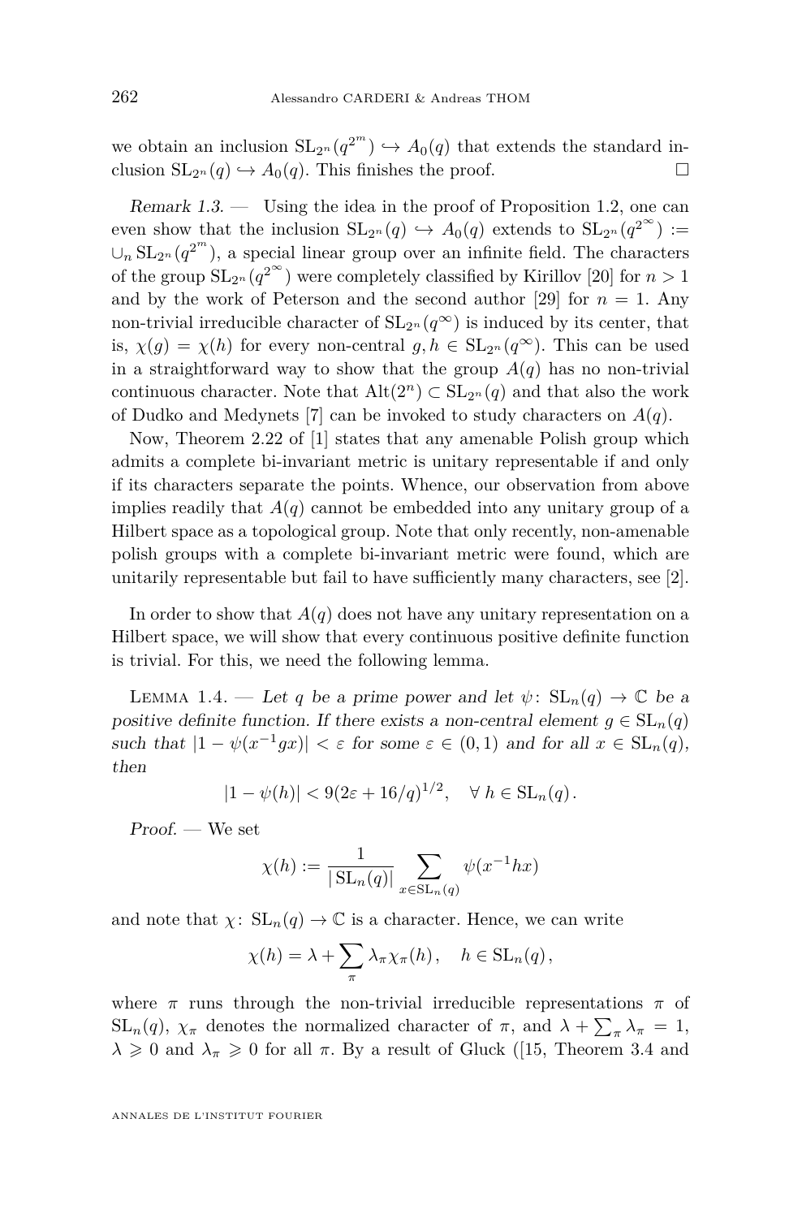we obtain an inclusion $\mathrm{SL}_{2^n}(q^{2^m}) \hookrightarrow A_0(q)$ that extends the standard inclusion $\mathrm{SL}_{2^n}(q) \hookrightarrow A_0(q)$. This finishes the proof. □

*Remark 1.3.* — Using the idea in the proof of Proposition 1.2, one can even show that the inclusion $\mathrm{SL}_{2^n}(q) \hookrightarrow A_0(q)$ extends to $\mathrm{SL}_{2^n}(q^{2^\infty}) := \cup_n \mathrm{SL}_{2^n}(q^{2^m})$, a special linear group over an infinite field. The characters of the group $\mathrm{SL}_{2^n}(q^{2^\infty})$ were completely classified by Kirillov [20] for $n > 1$ and by the work of Peterson and the second author [29] for $n = 1$. Any non-trivial irreducible character of $\mathrm{SL}_{2^n}(q^\infty)$ is induced by its center, that is, $\chi(g) = \chi(h)$ for every non-central $g, h \in \mathrm{SL}_{2^n}(q^\infty)$. This can be used in a straightforward way to show that the group $A(q)$ has no non-trivial continuous character. Note that $\mathrm{Alt}(2^n) \subset \mathrm{SL}_{2^n}(q)$ and that also the work of Dudko and Medynets [7] can be invoked to study characters on $A(q)$.

Now, Theorem 2.22 of [1] states that any amenable Polish group which admits a complete bi-invariant metric is unitary representable if and only if its characters separate the points. Whence, our observation from above implies readily that $A(q)$ cannot be embedded into any unitary group of a Hilbert space as a topological group. Note that only recently, non-amenable polish groups with a complete bi-invariant metric were found, which are unitarily representable but fail to have sufficiently many characters, see [2].

In order to show that $A(q)$ does not have any unitary representation on a Hilbert space, we will show that every continuous positive definite function is trivial. For this, we need the following lemma.

Lemma 1.4. — *Let $q$ be a prime power and let $\psi\colon \mathrm{SL}_n(q) \to \mathbb{C}$ be a positive definite function. If there exists a non-central element $g \in \mathrm{SL}_n(q)$ such that $|1 - \psi(x^{-1}gx)| < \varepsilon$ for some $\varepsilon \in (0, 1)$ and for all $x \in \mathrm{SL}_n(q)$, then*

$$|1 - \psi(h)| < 9(2\varepsilon + 16/q)^{1/2}, \quad \forall\, h \in \mathrm{SL}_n(q)\,.$$

*Proof.* — We set

$$\chi(h) := \frac{1}{|\mathrm{SL}_n(q)|} \sum_{x \in \mathrm{SL}_n(q)} \psi(x^{-1}hx)$$

and note that $\chi\colon \mathrm{SL}_n(q) \to \mathbb{C}$ is a character. Hence, we can write

$$\chi(h) = \lambda + \sum_\pi \lambda_\pi \chi_\pi(h)\,, \quad h \in \mathrm{SL}_n(q)\,,$$

where $\pi$ runs through the non-trivial irreducible representations $\pi$ of $\mathrm{SL}_n(q)$, $\chi_\pi$ denotes the normalized character of $\pi$, and $\lambda + \sum_\pi \lambda_\pi = 1$, $\lambda \geqslant 0$ and $\lambda_\pi \geqslant 0$ for all $\pi$. By a result of Gluck ([15, Theorem 3.4 and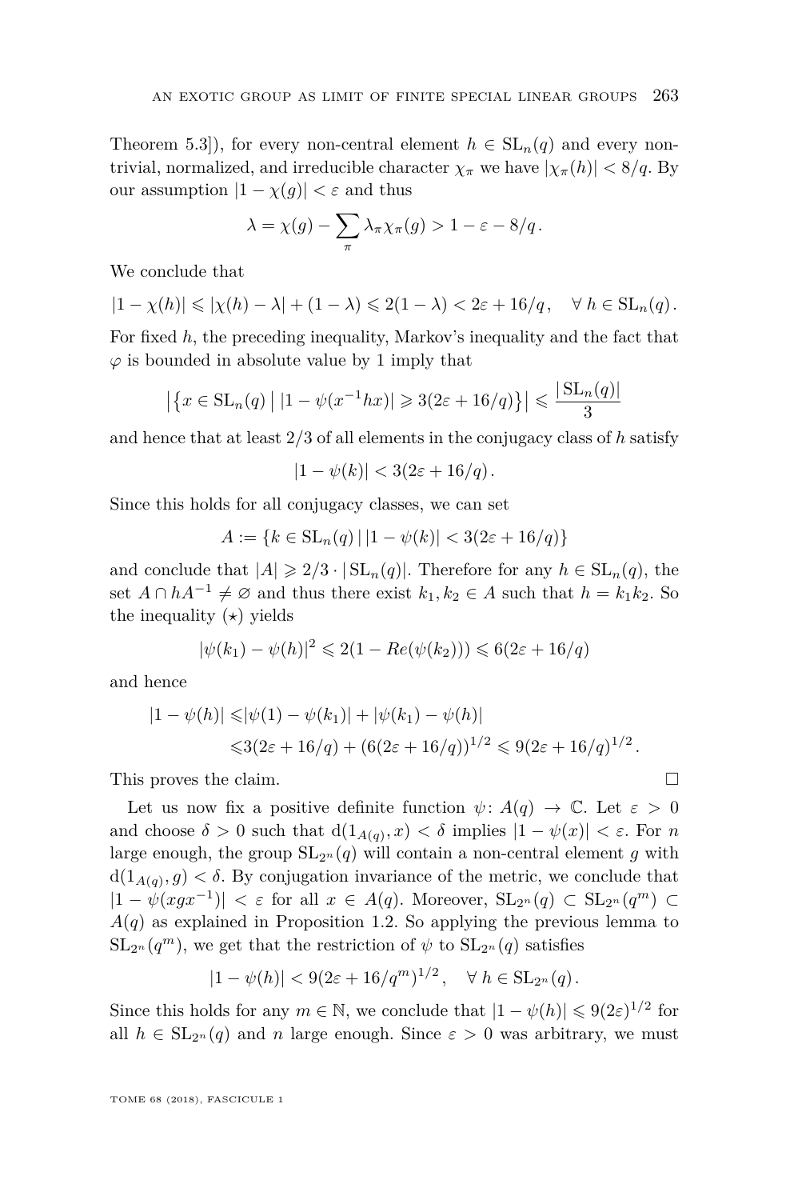Theorem 5.3]), for every non-central element $h \in \mathrm{SL}_n(q)$ and every non-trivial, normalized, and irreducible character $\chi_\pi$ we have $|\chi_\pi(h)| < 8/q$. By our assumption $|1 - \chi(g)| < \varepsilon$ and thus

$$\lambda = \chi(g) - \sum_\pi \lambda_\pi \chi_\pi(g) > 1 - \varepsilon - 8/q\,.$$

We conclude that

$$|1 - \chi(h)| \leqslant |\chi(h) - \lambda| + (1 - \lambda) \leqslant 2(1 - \lambda) < 2\varepsilon + 16/q\,, \quad \forall\, h \in \mathrm{SL}_n(q)\,.$$

For fixed $h$, the preceding inequality, Markov's inequality and the fact that $\varphi$ is bounded in absolute value by 1 imply that

$$\left|\left\{x \in \mathrm{SL}_n(q) \,\middle|\, |1 - \psi(x^{-1}hx)| \geqslant 3(2\varepsilon + 16/q)\right\}\right| \leqslant \frac{|\mathrm{SL}_n(q)|}{3}$$

and hence that at least $2/3$ of all elements in the conjugacy class of $h$ satisfy

$$|1 - \psi(k)| < 3(2\varepsilon + 16/q)\,.$$

Since this holds for all conjugacy classes, we can set

$$A := \{k \in \mathrm{SL}_n(q) \,|\, |1 - \psi(k)| < 3(2\varepsilon + 16/q)\}$$

and conclude that $|A| \geqslant 2/3 \cdot |\mathrm{SL}_n(q)|$. Therefore for any $h \in \mathrm{SL}_n(q)$, the set $A \cap hA^{-1} \neq \varnothing$ and thus there exist $k_1, k_2 \in A$ such that $h = k_1k_2$. So the inequality $(\star)$ yields

$$|\psi(k_1) - \psi(h)|^2 \leqslant 2(1 - Re(\psi(k_2))) \leqslant 6(2\varepsilon + 16/q)$$

and hence

$$\begin{aligned} |1 - \psi(h)| \leqslant& |\psi(1) - \psi(k_1)| + |\psi(k_1) - \psi(h)| \\ \leqslant& 3(2\varepsilon + 16/q) + (6(2\varepsilon + 16/q))^{1/2} \leqslant 9(2\varepsilon + 16/q)^{1/2}\,. \end{aligned}$$

This proves the claim. $\square$

Let us now fix a positive definite function $\psi\colon A(q) \to \mathbb{C}$. Let $\varepsilon > 0$ and choose $\delta > 0$ such that $\mathrm{d}(1_{A(q)}, x) < \delta$ implies $|1 - \psi(x)| < \varepsilon$. For $n$ large enough, the group $\mathrm{SL}_{2^n}(q)$ will contain a non-central element $g$ with $\mathrm{d}(1_{A(q)}, g) < \delta$. By conjugation invariance of the metric, we conclude that $|1 - \psi(xgx^{-1})| < \varepsilon$ for all $x \in A(q)$. Moreover, $\mathrm{SL}_{2^n}(q) \subset \mathrm{SL}_{2^n}(q^m) \subset A(q)$ as explained in Proposition 1.2. So applying the previous lemma to $\mathrm{SL}_{2^n}(q^m)$, we get that the restriction of $\psi$ to $\mathrm{SL}_{2^n}(q)$ satisfies

$$|1 - \psi(h)| < 9(2\varepsilon + 16/q^m)^{1/2}, \quad \forall\, h \in \mathrm{SL}_{2^n}(q)\,.$$

Since this holds for any $m \in \mathbb{N}$, we conclude that $|1 - \psi(h)| \leqslant 9(2\varepsilon)^{1/2}$ for all $h \in \mathrm{SL}_{2^n}(q)$ and $n$ large enough. Since $\varepsilon > 0$ was arbitrary, we must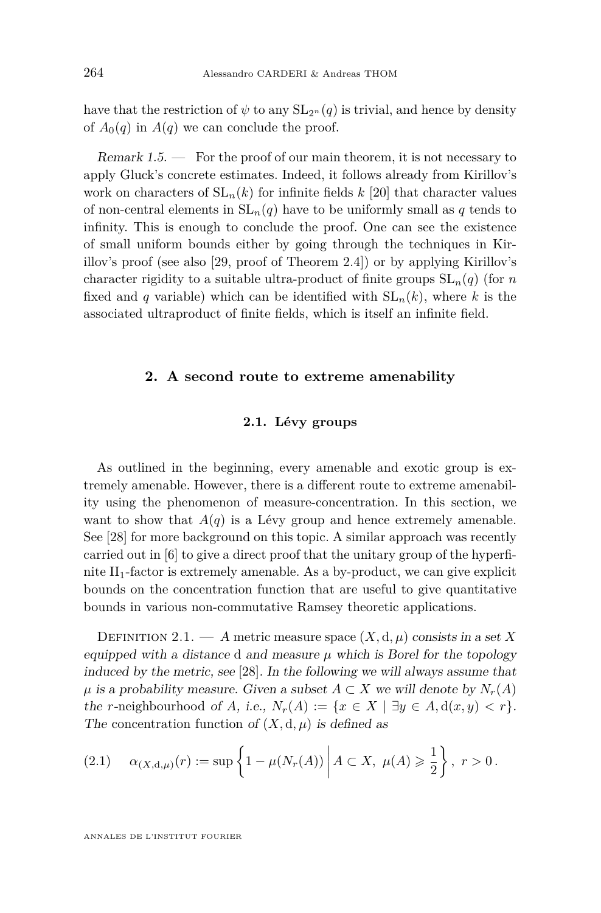have that the restriction of $\psi$ to any $\mathrm{SL}_{2^n}(q)$ is trivial, and hence by density of $A_0(q)$ in $A(q)$ we can conclude the proof.

*Remark 1.5.* — For the proof of our main theorem, it is not necessary to apply Gluck's concrete estimates. Indeed, it follows already from Kirillov's work on characters of $\mathrm{SL}_n(k)$ for infinite fields $k$ [20] that character values of non-central elements in $\mathrm{SL}_n(q)$ have to be uniformly small as $q$ tends to infinity. This is enough to conclude the proof. One can see the existence of small uniform bounds either by going through the techniques in Kirillov's proof (see also [29, proof of Theorem 2.4]) or by applying Kirillov's character rigidity to a suitable ultra-product of finite groups $\mathrm{SL}_n(q)$ (for $n$ fixed and $q$ variable) which can be identified with $\mathrm{SL}_n(k)$, where $k$ is the associated ultraproduct of finite fields, which is itself an infinite field.

## 2. A second route to extreme amenability

### 2.1. Lévy groups

As outlined in the beginning, every amenable and exotic group is extremely amenable. However, there is a different route to extreme amenability using the phenomenon of measure-concentration. In this section, we want to show that $A(q)$ is a Lévy group and hence extremely amenable. See [28] for more background on this topic. A similar approach was recently carried out in [6] to give a direct proof that the unitary group of the hyperfinite $\mathrm{II}_1$-factor is extremely amenable. As a by-product, we can give explicit bounds on the concentration function that are useful to give quantitative bounds in various non-commutative Ramsey theoretic applications.

Definition 2.1. — *A* metric measure space $(X, \mathrm{d}, \mu)$ *consists in a set $X$ equipped with a distance* $\mathrm{d}$ *and measure $\mu$ which is Borel for the topology induced by the metric, see* [28]*. In the following we will always assume that $\mu$ is a probability measure. Given a subset $A \subset X$ we will denote by $N_r(A)$ the* $r$-neighbourhood *of $A$, i.e., $N_r(A) := \{x \in X \mid \exists y \in A, \mathrm{d}(x,y) < r\}$. The* concentration function *of $(X, \mathrm{d}, \mu)$ is defined as*

$$\alpha_{(X,\mathrm{d},\mu)}(r) := \sup\left\{1 - \mu(N_r(A)) \,\middle|\, A \subset X,\ \mu(A) \geqslant \frac{1}{2}\right\},\ r > 0\,. \tag{2.1}$$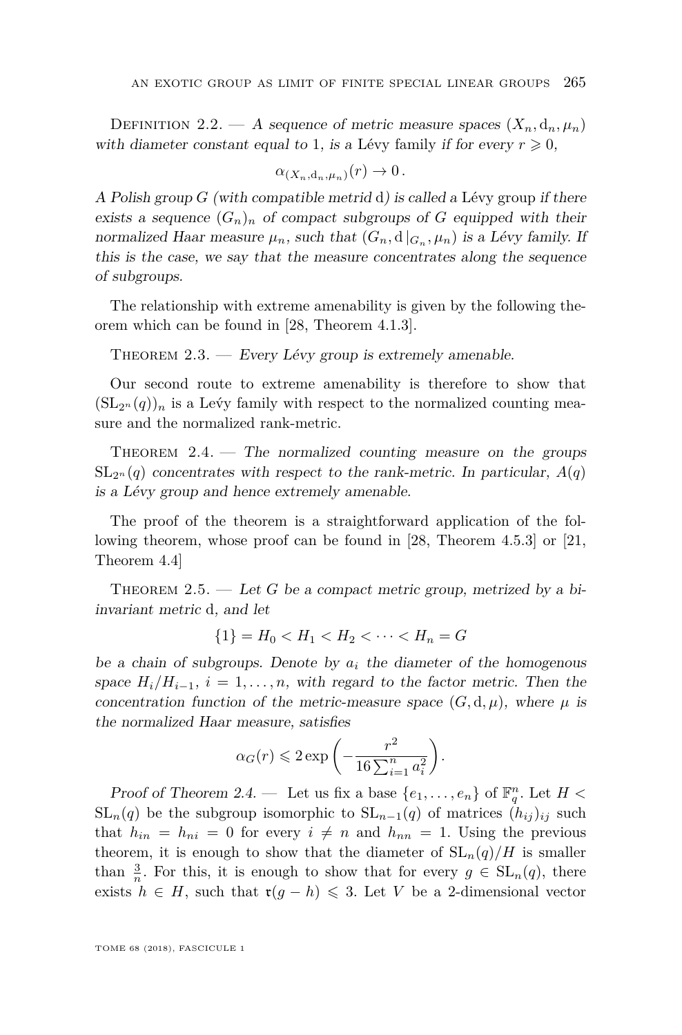Definition 2.2. — *A sequence of metric measure spaces* $(X_n, \mathrm{d}_n, \mu_n)$ *with diameter constant equal to* 1*, is a* Lévy family *if for every* $r \geqslant 0$*,*

$$\alpha_{(X_n,\mathrm{d}_n,\mu_n)}(r) \to 0\,.$$

*A Polish group* $G$ *(with compatible metrid* $\mathrm{d}$*) is called a* Lévy group *if there exists a sequence* $(G_n)_n$ *of compact subgroups of* $G$ *equipped with their normalized Haar measure* $\mu_n$*, such that* $(G_n, \mathrm{d}\,|_{G_n}, \mu_n)$ *is a Lévy family. If this is the case, we say that the measure concentrates along the sequence of subgroups.*

The relationship with extreme amenability is given by the following theorem which can be found in [28, Theorem 4.1.3].

Theorem 2.3. — *Every Lévy group is extremely amenable.*

Our second route to extreme amenability is therefore to show that $(\mathrm{SL}_{2^n}(q))_n$ is a Leǘy family with respect to the normalized counting measure and the normalized rank-metric.

Theorem 2.4. — *The normalized counting measure on the groups* $\mathrm{SL}_{2^n}(q)$ *concentrates with respect to the rank-metric. In particular,* $A(q)$ *is a Lévy group and hence extremely amenable.*

The proof of the theorem is a straightforward application of the following theorem, whose proof can be found in [28, Theorem 4.5.3] or [21, Theorem 4.4]

Theorem 2.5. — *Let* $G$ *be a compact metric group, metrized by a bi-invariant metric* $\mathrm{d}$*, and let*

$$\{1\} = H_0 < H_1 < H_2 < \cdots < H_n = G$$

*be a chain of subgroups. Denote by* $a_i$ *the diameter of the homogenous space* $H_i/H_{i-1}$*,* $i = 1, \ldots, n$*, with regard to the factor metric. Then the concentration function of the metric-measure space* $(G, \mathrm{d}, \mu)$*, where* $\mu$ *is the normalized Haar measure, satisfies*

$$\alpha_G(r) \leqslant 2 \exp\left(-\frac{r^2}{16 \sum_{i=1}^{n} a_i^2}\right).$$

*Proof of Theorem 2.4.* — Let us fix a base $\{e_1, \ldots, e_n\}$ of $\mathbb{F}_q^n$. Let $H < \mathrm{SL}_n(q)$ be the subgroup isomorphic to $\mathrm{SL}_{n-1}(q)$ of matrices $(h_{ij})_{ij}$ such that $h_{in} = h_{ni} = 0$ for every $i \neq n$ and $h_{nn} = 1$. Using the previous theorem, it is enough to show that the diameter of $\mathrm{SL}_n(q)/H$ is smaller than $\frac{3}{n}$. For this, it is enough to show that for every $g \in \mathrm{SL}_n(q)$, there exists $h \in H$, such that $\mathfrak{r}(g - h) \leqslant 3$. Let $V$ be a 2-dimensional vector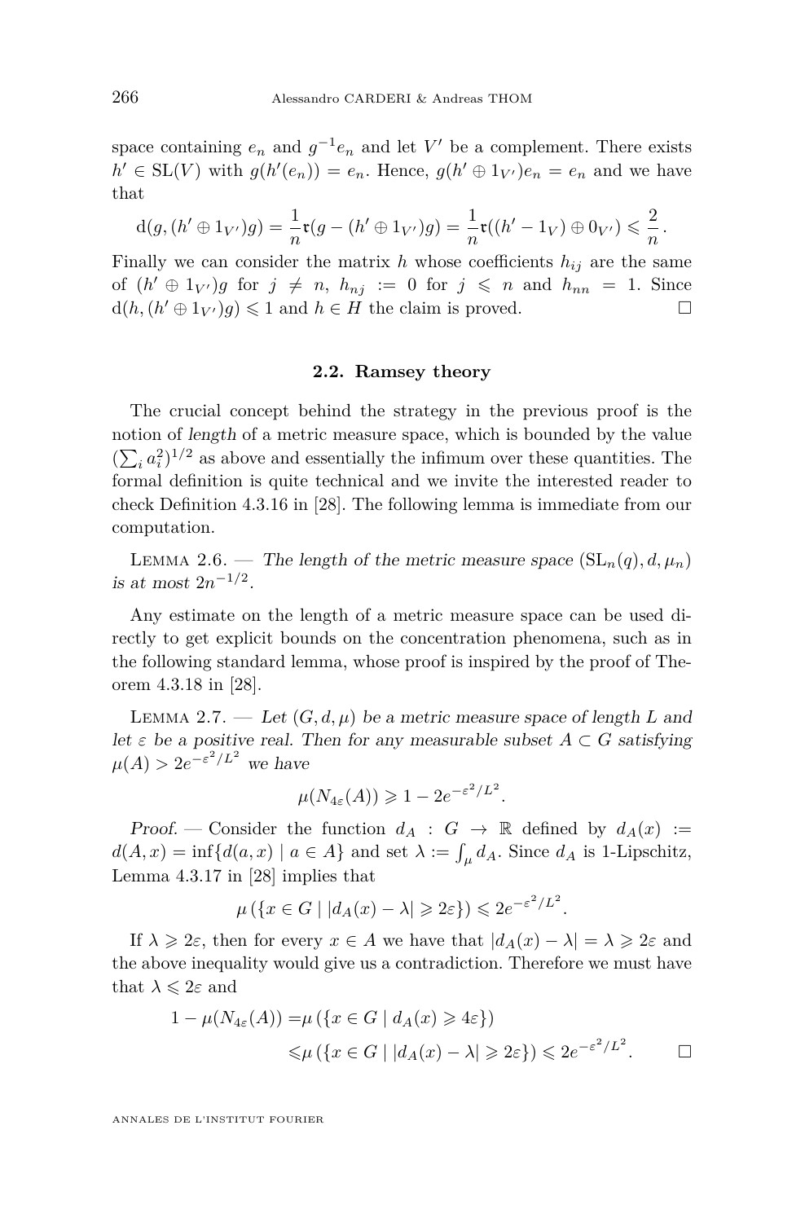space containing $e_n$ and $g^{-1}e_n$ and let $V'$ be a complement. There exists $h' \in \mathrm{SL}(V)$ with $g(h'(e_n)) = e_n$. Hence, $g(h' \oplus 1_{V'})e_n = e_n$ and we have that

$$\mathrm{d}(g, (h' \oplus 1_{V'})g) = \frac{1}{n}\mathfrak{r}(g - (h' \oplus 1_{V'})g) = \frac{1}{n}\mathfrak{r}((h' - 1_V) \oplus 0_{V'}) \leqslant \frac{2}{n}.$$

Finally we can consider the matrix $h$ whose coefficients $h_{ij}$ are the same of $(h' \oplus 1_{V'})g$ for $j \neq n$, $h_{nj} := 0$ for $j \leqslant n$ and $h_{nn} = 1$. Since $\mathrm{d}(h, (h' \oplus 1_{V'})g) \leqslant 1$ and $h \in H$ the claim is proved. □

### 2.2. Ramsey theory

The crucial concept behind the strategy in the previous proof is the notion of *length* of a metric measure space, which is bounded by the value $(\sum_i a_i^2)^{1/2}$ as above and essentially the infimum over these quantities. The formal definition is quite technical and we invite the interested reader to check Definition 4.3.16 in [28]. The following lemma is immediate from our computation.

Lemma 2.6. — *The length of the metric measure space $(\mathrm{SL}_n(q), d, \mu_n)$ is at most $2n^{-1/2}$.*

Any estimate on the length of a metric measure space can be used directly to get explicit bounds on the concentration phenomena, such as in the following standard lemma, whose proof is inspired by the proof of Theorem 4.3.18 in [28].

Lemma 2.7. — *Let $(G, d, \mu)$ be a metric measure space of length $L$ and let $\varepsilon$ be a positive real. Then for any measurable subset $A \subset G$ satisfying $\mu(A) > 2e^{-\varepsilon^2/L^2}$ we have*

$$\mu(N_{4\varepsilon}(A)) \geqslant 1 - 2e^{-\varepsilon^2/L^2}.$$

*Proof.* — Consider the function $d_A : G \to \mathbb{R}$ defined by $d_A(x) := d(A, x) = \inf\{d(a, x) \mid a \in A\}$ and set $\lambda := \int_\mu d_A$. Since $d_A$ is 1-Lipschitz, Lemma 4.3.17 in [28] implies that

$$\mu\left(\{x \in G \mid |d_A(x) - \lambda| \geqslant 2\varepsilon\}\right) \leqslant 2e^{-\varepsilon^2/L^2}.$$

If $\lambda \geqslant 2\varepsilon$, then for every $x \in A$ we have that $|d_A(x) - \lambda| = \lambda \geqslant 2\varepsilon$ and the above inequality would give us a contradiction. Therefore we must have that $\lambda \leqslant 2\varepsilon$ and

$$\begin{aligned} 1 - \mu(N_{4\varepsilon}(A)) =& \mu\left(\{x \in G \mid d_A(x) \geqslant 4\varepsilon\}\right) \\ \leqslant& \mu\left(\{x \in G \mid |d_A(x) - \lambda| \geqslant 2\varepsilon\}\right) \leqslant 2e^{-\varepsilon^2/L^2}. \end{aligned}$$

□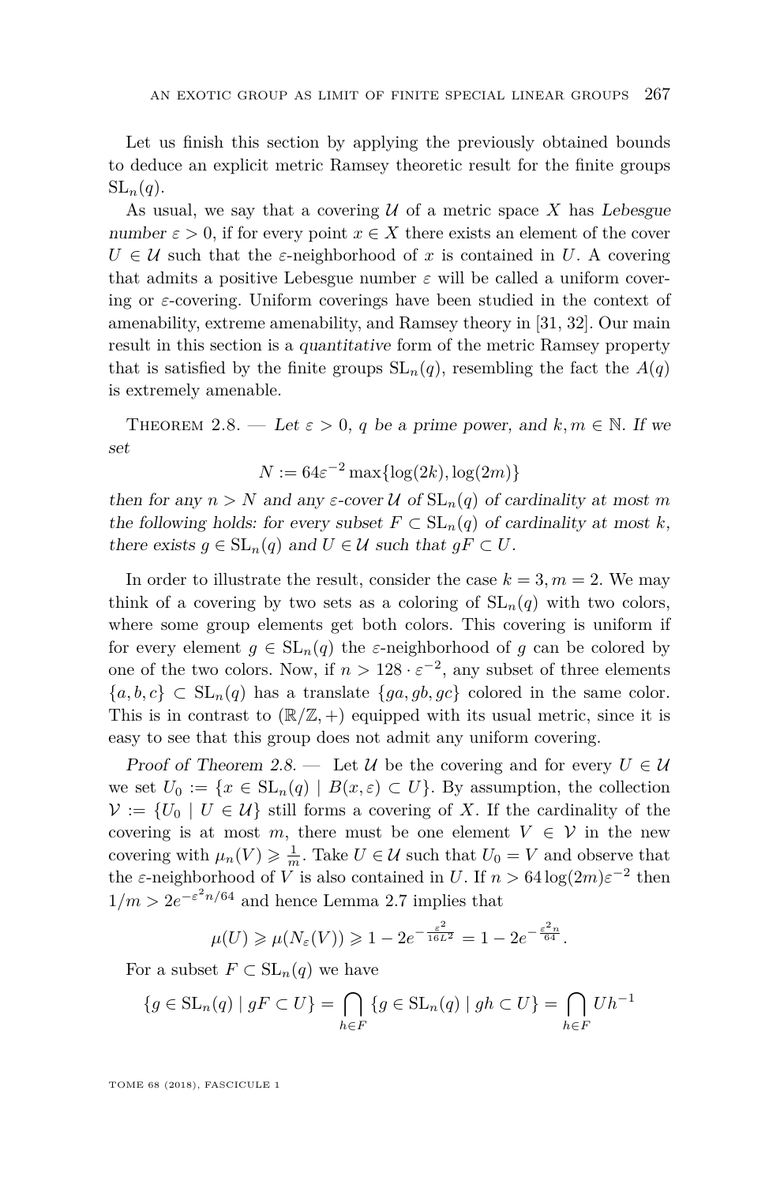Let us finish this section by applying the previously obtained bounds to deduce an explicit metric Ramsey theoretic result for the finite groups $\mathrm{SL}_n(q)$.

As usual, we say that a covering $\mathcal{U}$ of a metric space $X$ has *Lebesgue number* $\varepsilon > 0$, if for every point $x \in X$ there exists an element of the cover $U \in \mathcal{U}$ such that the $\varepsilon$-neighborhood of $x$ is contained in $U$. A covering that admits a positive Lebesgue number $\varepsilon$ will be called a uniform covering or $\varepsilon$-covering. Uniform coverings have been studied in the context of amenability, extreme amenability, and Ramsey theory in [31, 32]. Our main result in this section is a *quantitative* form of the metric Ramsey property that is satisfied by the finite groups $\mathrm{SL}_n(q)$, resembling the fact the $A(q)$ is extremely amenable.

Theorem 2.8. — *Let $\varepsilon > 0$, $q$ be a prime power, and $k, m \in \mathbb{N}$. If we set*

$$N := 64\varepsilon^{-2} \max\{\log(2k), \log(2m)\}$$

*then for any $n > N$ and any $\varepsilon$-cover $\mathcal{U}$ of $\mathrm{SL}_n(q)$ of cardinality at most $m$ the following holds: for every subset $F \subset \mathrm{SL}_n(q)$ of cardinality at most $k$, there exists $g \in \mathrm{SL}_n(q)$ and $U \in \mathcal{U}$ such that $gF \subset U$.*

In order to illustrate the result, consider the case $k = 3, m = 2$. We may think of a covering by two sets as a coloring of $\mathrm{SL}_n(q)$ with two colors, where some group elements get both colors. This covering is uniform if for every element $g \in \mathrm{SL}_n(q)$ the $\varepsilon$-neighborhood of $g$ can be colored by one of the two colors. Now, if $n > 128 \cdot \varepsilon^{-2}$, any subset of three elements $\{a, b, c\} \subset \mathrm{SL}_n(q)$ has a translate $\{ga, gb, gc\}$ colored in the same color. This is in contrast to $(\mathbb{R}/\mathbb{Z}, +)$ equipped with its usual metric, since it is easy to see that this group does not admit any uniform covering.

*Proof of Theorem 2.8.* — Let $\mathcal{U}$ be the covering and for every $U \in \mathcal{U}$ we set $U_0 := \{x \in \mathrm{SL}_n(q) \mid B(x, \varepsilon) \subset U\}$. By assumption, the collection $\mathcal{V} := \{U_0 \mid U \in \mathcal{U}\}$ still forms a covering of $X$. If the cardinality of the covering is at most $m$, there must be one element $V \in \mathcal{V}$ in the new covering with $\mu_n(V) \geqslant \frac{1}{m}$. Take $U \in \mathcal{U}$ such that $U_0 = V$ and observe that the $\varepsilon$-neighborhood of $V$ is also contained in $U$. If $n > 64 \log(2m)\varepsilon^{-2}$ then $1/m > 2e^{-\varepsilon^2 n/64}$ and hence Lemma 2.7 implies that

$$\mu(U) \geqslant \mu(N_\varepsilon(V)) \geqslant 1 - 2e^{-\frac{\varepsilon^2}{16L^2}} = 1 - 2e^{-\frac{\varepsilon^2 n}{64}}.$$

For a subset $F \subset \mathrm{SL}_n(q)$ we have

$$\{g \in \mathrm{SL}_n(q) \mid gF \subset U\} = \bigcap_{h \in F} \{g \in \mathrm{SL}_n(q) \mid gh \subset U\} = \bigcap_{h \in F} Uh^{-1}$$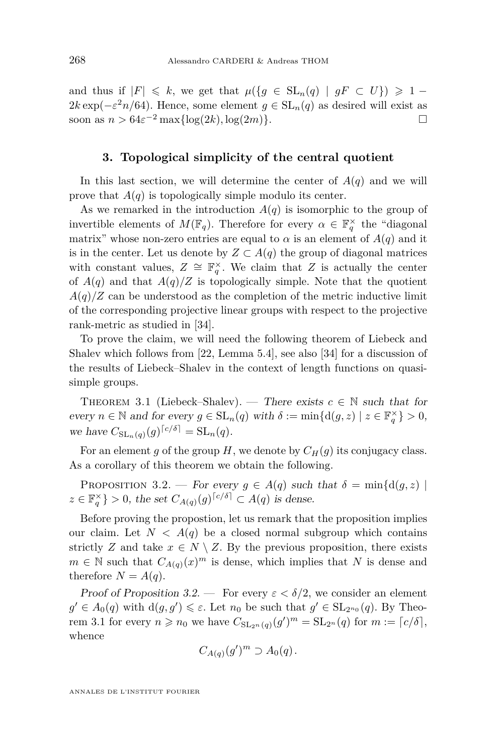and thus if $|F| \leqslant k$, we get that $\mu(\{g \in \mathrm{SL}_n(q) \mid gF \subset U\}) \geqslant 1 - 2k\exp(-\varepsilon^2 n/64)$. Hence, some element $g \in \mathrm{SL}_n(q)$ as desired will exist as soon as $n > 64\varepsilon^{-2}\max\{\log(2k), \log(2m)\}$. □

## 3. Topological simplicity of the central quotient

In this last section, we will determine the center of $A(q)$ and we will prove that $A(q)$ is topologically simple modulo its center.

As we remarked in the introduction $A(q)$ is isomorphic to the group of invertible elements of $M(\mathbb{F}_q)$. Therefore for every $\alpha \in \mathbb{F}_q^\times$ the "diagonal matrix" whose non-zero entries are equal to $\alpha$ is an element of $A(q)$ and it is in the center. Let us denote by $Z \subset A(q)$ the group of diagonal matrices with constant values, $Z \cong \mathbb{F}_q^\times$. We claim that $Z$ is actually the center of $A(q)$ and that $A(q)/Z$ is topologically simple. Note that the quotient $A(q)/Z$ can be understood as the completion of the metric inductive limit of the corresponding projective linear groups with respect to the projective rank-metric as studied in [34].

To prove the claim, we will need the following theorem of Liebeck and Shalev which follows from [22, Lemma 5.4], see also [34] for a discussion of the results of Liebeck–Shalev in the context of length functions on quasi-simple groups.

**Theorem 3.1** (Liebeck–Shalev). — *There exists $c \in \mathbb{N}$ such that for every $n \in \mathbb{N}$ and for every $g \in \mathrm{SL}_n(q)$ with $\delta := \min\{\mathrm{d}(g, z) \mid z \in \mathbb{F}_q^\times\} > 0$, we have $C_{\mathrm{SL}_n(q)}(g)^{\lceil c/\delta \rceil} = \mathrm{SL}_n(q)$.*

For an element $g$ of the group $H$, we denote by $C_H(g)$ its conjugacy class. As a corollary of this theorem we obtain the following.

**Proposition 3.2.** — *For every $g \in A(q)$ such that $\delta = \min\{\mathrm{d}(g, z) \mid z \in \mathbb{F}_q^\times\} > 0$, the set $C_{A(q)}(g)^{\lceil c/\delta \rceil} \subset A(q)$ is dense.*

Before proving the propostion, let us remark that the proposition implies our claim. Let $N < A(q)$ be a closed normal subgroup which contains strictly $Z$ and take $x \in N \setminus Z$. By the previous proposition, there exists $m \in \mathbb{N}$ such that $C_{A(q)}(x)^m$ is dense, which implies that $N$ is dense and therefore $N = A(q)$.

*Proof of Proposition 3.2.* — For every $\varepsilon < \delta/2$, we consider an element $g' \in A_0(q)$ with $\mathrm{d}(g, g') \leqslant \varepsilon$. Let $n_0$ be such that $g' \in \mathrm{SL}_{2^{n_0}}(q)$. By Theorem 3.1 for every $n \geqslant n_0$ we have $C_{\mathrm{SL}_{2^n}(q)}(g')^m = \mathrm{SL}_{2^n}(q)$ for $m := \lceil c/\delta \rceil$, whence

$$C_{A(q)}(g')^m \supset A_0(q)\,.$$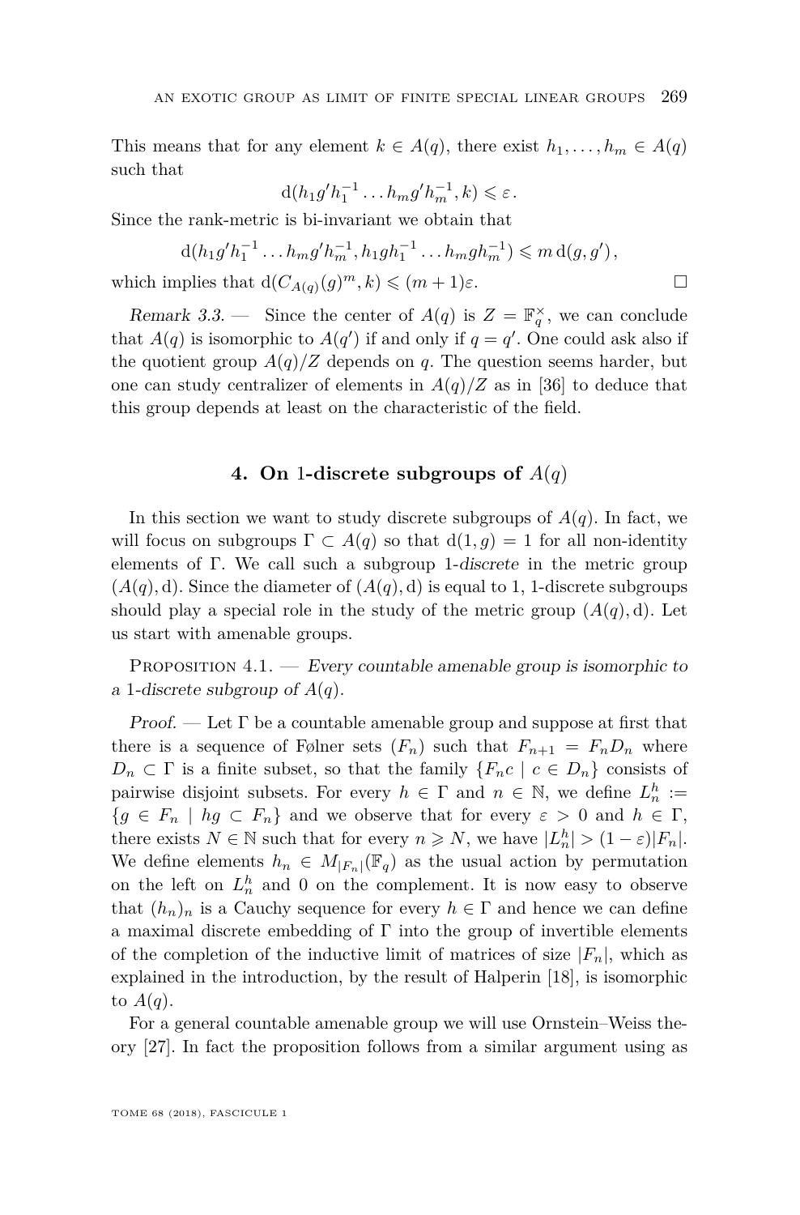This means that for any element $k \in A(q)$, there exist $h_1, \ldots, h_m \in A(q)$ such that

$$\mathrm{d}(h_1 g' h_1^{-1} \ldots h_m g' h_m^{-1}, k) \leqslant \varepsilon .$$

Since the rank-metric is bi-invariant we obtain that

$$\mathrm{d}(h_1 g' h_1^{-1} \ldots h_m g' h_m^{-1}, h_1 g h_1^{-1} \ldots h_m g h_m^{-1}) \leqslant m\, \mathrm{d}(g, g') ,$$

which implies that $\mathrm{d}(C_{A(q)}(g)^m, k) \leqslant (m+1)\varepsilon$. □

*Remark 3.3.* — Since the center of $A(q)$ is $Z = \mathbb{F}_q^\times$, we can conclude that $A(q)$ is isomorphic to $A(q')$ if and only if $q = q'$. One could ask also if the quotient group $A(q)/Z$ depends on $q$. The question seems harder, but one can study centralizer of elements in $A(q)/Z$ as in [36] to deduce that this group depends at least on the characteristic of the field.

## 4. On 1-discrete subgroups of $A(q)$

In this section we want to study discrete subgroups of $A(q)$. In fact, we will focus on subgroups $\Gamma \subset A(q)$ so that $\mathrm{d}(1, g) = 1$ for all non-identity elements of $\Gamma$. We call such a subgroup 1-*discrete* in the metric group $(A(q), \mathrm{d})$. Since the diameter of $(A(q), \mathrm{d})$ is equal to 1, 1-discrete subgroups should play a special role in the study of the metric group $(A(q), \mathrm{d})$. Let us start with amenable groups.

Proposition 4.1. — *Every countable amenable group is isomorphic to a* 1*-discrete subgroup of* $A(q)$.

*Proof.* — Let $\Gamma$ be a countable amenable group and suppose at first that there is a sequence of Følner sets $(F_n)$ such that $F_{n+1} = F_n D_n$ where $D_n \subset \Gamma$ is a finite subset, so that the family $\{F_n c \mid c \in D_n\}$ consists of pairwise disjoint subsets. For every $h \in \Gamma$ and $n \in \mathbb{N}$, we define $L_n^h := \{g \in F_n \mid hg \subset F_n\}$ and we observe that for every $\varepsilon > 0$ and $h \in \Gamma$, there exists $N \in \mathbb{N}$ such that for every $n \geqslant N$, we have $|L_n^h| > (1-\varepsilon)|F_n|$. We define elements $h_n \in M_{|F_n|}(\mathbb{F}_q)$ as the usual action by permutation on the left on $L_n^h$ and 0 on the complement. It is now easy to observe that $(h_n)_n$ is a Cauchy sequence for every $h \in \Gamma$ and hence we can define a maximal discrete embedding of $\Gamma$ into the group of invertible elements of the completion of the inductive limit of matrices of size $|F_n|$, which as explained in the introduction, by the result of Halperin [18], is isomorphic to $A(q)$.

For a general countable amenable group we will use Ornstein–Weiss theory [27]. In fact the proposition follows from a similar argument using as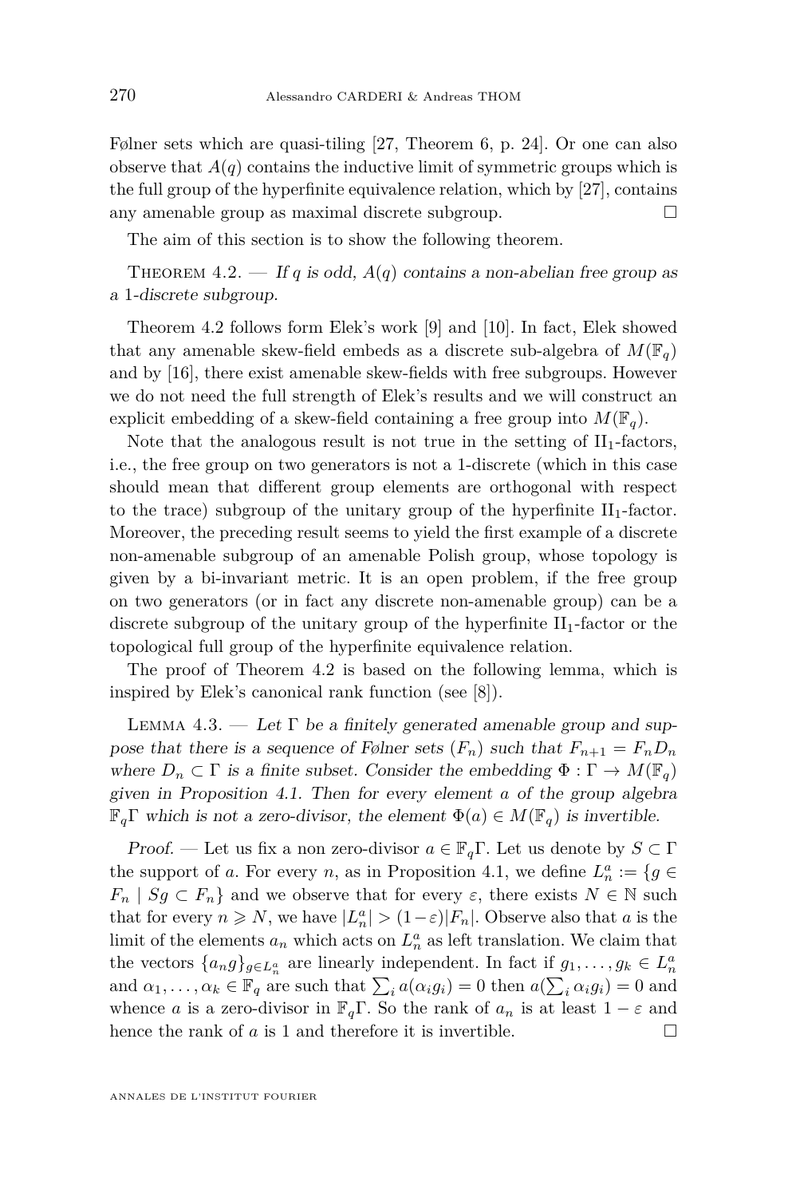Følner sets which are quasi-tiling [27, Theorem 6, p. 24]. Or one can also observe that $A(q)$ contains the inductive limit of symmetric groups which is the full group of the hyperfinite equivalence relation, which by [27], contains any amenable group as maximal discrete subgroup. □

The aim of this section is to show the following theorem.

Theorem 4.2. — *If $q$ is odd, $A(q)$ contains a non-abelian free group as a 1-discrete subgroup.*

Theorem 4.2 follows form Elek's work [9] and [10]. In fact, Elek showed that any amenable skew-field embeds as a discrete sub-algebra of $M(\mathbb{F}_q)$ and by [16], there exist amenable skew-fields with free subgroups. However we do not need the full strength of Elek's results and we will construct an explicit embedding of a skew-field containing a free group into $M(\mathbb{F}_q)$.

Note that the analogous result is not true in the setting of $\mathrm{II}_1$-factors, i.e., the free group on two generators is not a 1-discrete (which in this case should mean that different group elements are orthogonal with respect to the trace) subgroup of the unitary group of the hyperfinite $\mathrm{II}_1$-factor. Moreover, the preceding result seems to yield the first example of a discrete non-amenable subgroup of an amenable Polish group, whose topology is given by a bi-invariant metric. It is an open problem, if the free group on two generators (or in fact any discrete non-amenable group) can be a discrete subgroup of the unitary group of the hyperfinite $\mathrm{II}_1$-factor or the topological full group of the hyperfinite equivalence relation.

The proof of Theorem 4.2 is based on the following lemma, which is inspired by Elek's canonical rank function (see [8]).

Lemma 4.3. — *Let $\Gamma$ be a finitely generated amenable group and suppose that there is a sequence of Følner sets $(F_n)$ such that $F_{n+1} = F_n D_n$ where $D_n \subset \Gamma$ is a finite subset. Consider the embedding $\Phi : \Gamma \to M(\mathbb{F}_q)$ given in Proposition 4.1. Then for every element $a$ of the group algebra $\mathbb{F}_q\Gamma$ which is not a zero-divisor, the element $\Phi(a) \in M(\mathbb{F}_q)$ is invertible.*

*Proof.* — Let us fix a non zero-divisor $a \in \mathbb{F}_q\Gamma$. Let us denote by $S \subset \Gamma$ the support of $a$. For every $n$, as in Proposition 4.1, we define $L_n^a := \{g \in F_n \mid Sg \subset F_n\}$ and we observe that for every $\varepsilon$, there exists $N \in \mathbb{N}$ such that for every $n \geqslant N$, we have $|L_n^a| > (1-\varepsilon)|F_n|$. Observe also that $a$ is the limit of the elements $a_n$ which acts on $L_n^a$ as left translation. We claim that the vectors $\{a_n g\}_{g \in L_n^a}$ are linearly independent. In fact if $g_1, \ldots, g_k \in L_n^a$ and $\alpha_1, \ldots, \alpha_k \in \mathbb{F}_q$ are such that $\sum_i a(\alpha_i g_i) = 0$ then $a(\sum_i \alpha_i g_i) = 0$ and whence $a$ is a zero-divisor in $\mathbb{F}_q\Gamma$. So the rank of $a_n$ is at least $1-\varepsilon$ and hence the rank of $a$ is 1 and therefore it is invertible. □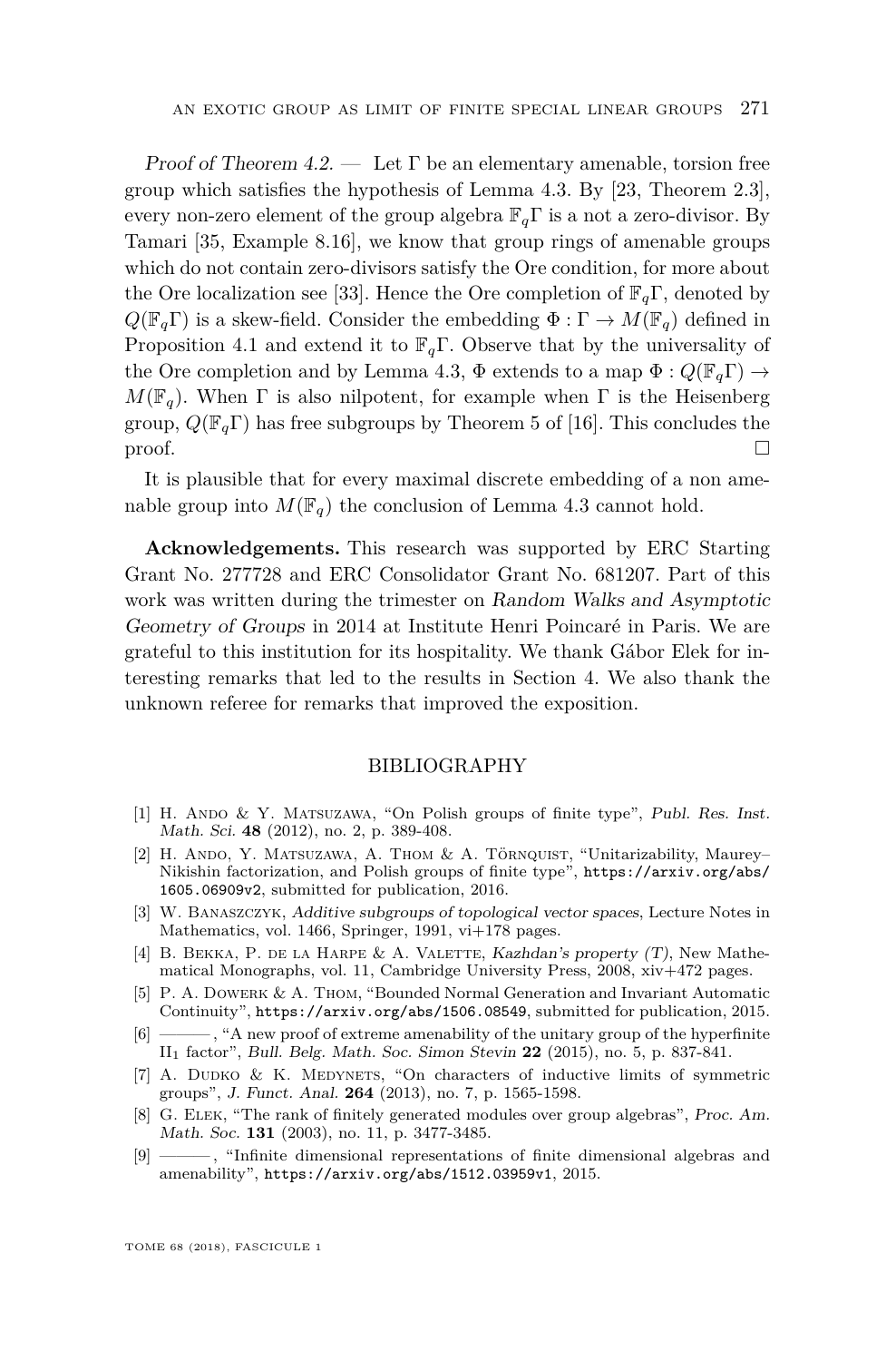*Proof of Theorem 4.2.* — Let $\Gamma$ be an elementary amenable, torsion free group which satisfies the hypothesis of Lemma 4.3. By [23, Theorem 2.3], every non-zero element of the group algebra $\mathbb{F}_q\Gamma$ is a not a zero-divisor. By Tamari [35, Example 8.16], we know that group rings of amenable groups which do not contain zero-divisors satisfy the Ore condition, for more about the Ore localization see [33]. Hence the Ore completion of $\mathbb{F}_q\Gamma$, denoted by $Q(\mathbb{F}_q\Gamma)$ is a skew-field. Consider the embedding $\Phi : \Gamma \to M(\mathbb{F}_q)$ defined in Proposition 4.1 and extend it to $\mathbb{F}_q\Gamma$. Observe that by the universality of the Ore completion and by Lemma 4.3, $\Phi$ extends to a map $\Phi : Q(\mathbb{F}_q\Gamma) \to M(\mathbb{F}_q)$. When $\Gamma$ is also nilpotent, for example when $\Gamma$ is the Heisenberg group, $Q(\mathbb{F}_q\Gamma)$ has free subgroups by Theorem 5 of [16]. This concludes the proof. □

It is plausible that for every maximal discrete embedding of a non amenable group into $M(\mathbb{F}_q)$ the conclusion of Lemma 4.3 cannot hold.

**Acknowledgements.** This research was supported by ERC Starting Grant No. 277728 and ERC Consolidator Grant No. 681207. Part of this work was written during the trimester on *Random Walks and Asymptotic Geometry of Groups* in 2014 at Institute Henri Poincaré in Paris. We are grateful to this institution for its hospitality. We thank Gábor Elek for interesting remarks that led to the results in Section 4. We also thank the unknown referee for remarks that improved the exposition.

## BIBLIOGRAPHY

[1] H. Ando & Y. Matsuzawa, "On Polish groups of finite type", *Publ. Res. Inst. Math. Sci.* **48** (2012), no. 2, p. 389-408.

[2] H. Ando, Y. Matsuzawa, A. Thom & A. Törnquist, "Unitarizability, Maurey–Nikishin factorization, and Polish groups of finite type", https://arxiv.org/abs/1605.06909v2, submitted for publication, 2016.

[3] W. Banaszczyk, *Additive subgroups of topological vector spaces*, Lecture Notes in Mathematics, vol. 1466, Springer, 1991, vi+178 pages.

[4] B. Bekka, P. de la Harpe & A. Valette, *Kazhdan's property (T)*, New Mathematical Monographs, vol. 11, Cambridge University Press, 2008, xiv+472 pages.

[5] P. A. Dowerk & A. Thom, "Bounded Normal Generation and Invariant Automatic Continuity", https://arxiv.org/abs/1506.08549, submitted for publication, 2015.

[6] ———, "A new proof of extreme amenability of the unitary group of the hyperfinite $\mathrm{II}_1$ factor", *Bull. Belg. Math. Soc. Simon Stevin* **22** (2015), no. 5, p. 837-841.

[7] A. Dudko & K. Medynets, "On characters of inductive limits of symmetric groups", *J. Funct. Anal.* **264** (2013), no. 7, p. 1565-1598.

[8] G. Elek, "The rank of finitely generated modules over group algebras", *Proc. Am. Math. Soc.* **131** (2003), no. 11, p. 3477-3485.

[9] ———, "Infinite dimensional representations of finite dimensional algebras and amenability", https://arxiv.org/abs/1512.03959v1, 2015.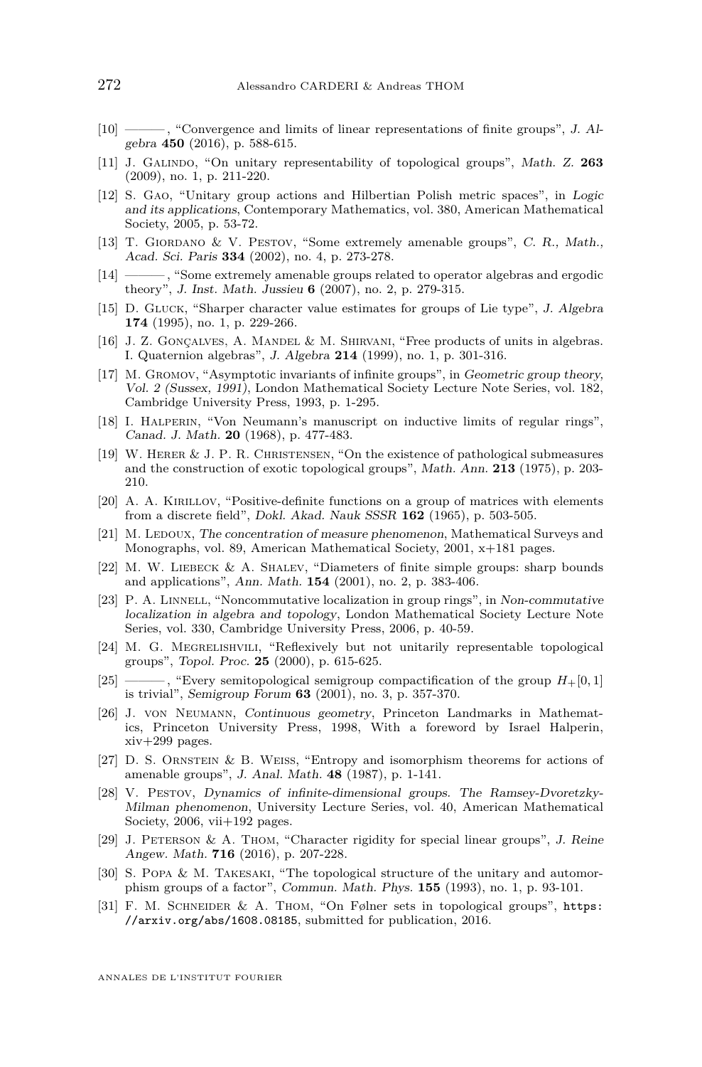[10] ———, "Convergence and limits of linear representations of finite groups", *J. Algebra* **450** (2016), p. 588-615.

[11] J. Galindo, "On unitary representability of topological groups", *Math. Z.* **263** (2009), no. 1, p. 211-220.

[12] S. Gao, "Unitary group actions and Hilbertian Polish metric spaces", in *Logic and its applications*, Contemporary Mathematics, vol. 380, American Mathematical Society, 2005, p. 53-72.

[13] T. Giordano & V. Pestov, "Some extremely amenable groups", *C. R., Math., Acad. Sci. Paris* **334** (2002), no. 4, p. 273-278.

[14] ———, "Some extremely amenable groups related to operator algebras and ergodic theory", *J. Inst. Math. Jussieu* **6** (2007), no. 2, p. 279-315.

[15] D. Gluck, "Sharper character value estimates for groups of Lie type", *J. Algebra* **174** (1995), no. 1, p. 229-266.

[16] J. Z. Gonçalves, A. Mandel & M. Shirvani, "Free products of units in algebras. I. Quaternion algebras", *J. Algebra* **214** (1999), no. 1, p. 301-316.

[17] M. Gromov, "Asymptotic invariants of infinite groups", in *Geometric group theory, Vol. 2 (Sussex, 1991)*, London Mathematical Society Lecture Note Series, vol. 182, Cambridge University Press, 1993, p. 1-295.

[18] I. Halperin, "Von Neumann's manuscript on inductive limits of regular rings", *Canad. J. Math.* **20** (1968), p. 477-483.

[19] W. Herer & J. P. R. Christensen, "On the existence of pathological submeasures and the construction of exotic topological groups", *Math. Ann.* **213** (1975), p. 203-210.

[20] A. A. Kirillov, "Positive-definite functions on a group of matrices with elements from a discrete field", *Dokl. Akad. Nauk SSSR* **162** (1965), p. 503-505.

[21] M. Ledoux, *The concentration of measure phenomenon*, Mathematical Surveys and Monographs, vol. 89, American Mathematical Society, 2001, x+181 pages.

[22] M. W. Liebeck & A. Shalev, "Diameters of finite simple groups: sharp bounds and applications", *Ann. Math.* **154** (2001), no. 2, p. 383-406.

[23] P. A. Linnell, "Noncommutative localization in group rings", in *Non-commutative localization in algebra and topology*, London Mathematical Society Lecture Note Series, vol. 330, Cambridge University Press, 2006, p. 40-59.

[24] M. G. Megrelishvili, "Reflexively but not unitarily representable topological groups", *Topol. Proc.* **25** (2000), p. 615-625.

[25] ———, "Every semitopological semigroup compactification of the group $H_+[0,1]$ is trivial", *Semigroup Forum* **63** (2001), no. 3, p. 357-370.

[26] J. von Neumann, *Continuous geometry*, Princeton Landmarks in Mathematics, Princeton University Press, 1998, With a foreword by Israel Halperin, xiv+299 pages.

[27] D. S. Ornstein & B. Weiss, "Entropy and isomorphism theorems for actions of amenable groups", *J. Anal. Math.* **48** (1987), p. 1-141.

[28] V. Pestov, *Dynamics of infinite-dimensional groups. The Ramsey-Dvoretzky-Milman phenomenon*, University Lecture Series, vol. 40, American Mathematical Society, 2006, vii+192 pages.

[29] J. Peterson & A. Thom, "Character rigidity for special linear groups", *J. Reine Angew. Math.* **716** (2016), p. 207-228.

[30] S. Popa & M. Takesaki, "The topological structure of the unitary and automorphism groups of a factor", *Commun. Math. Phys.* **155** (1993), no. 1, p. 93-101.

[31] F. M. Schneider & A. Thom, "On Følner sets in topological groups", https://arxiv.org/abs/1608.08185, submitted for publication, 2016.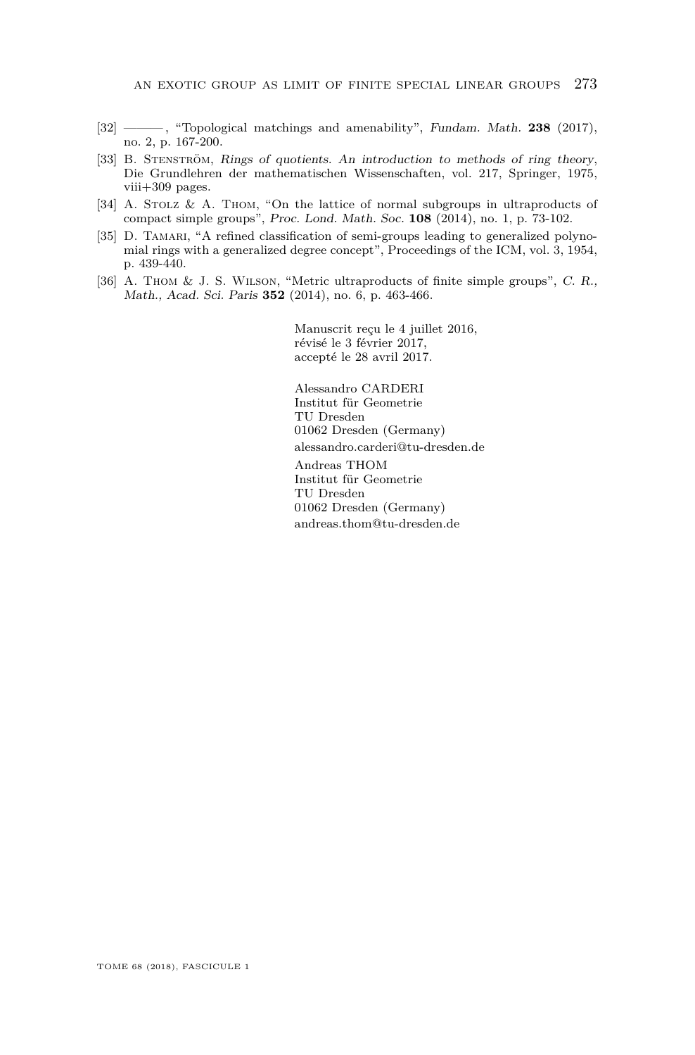[32] ———, "Topological matchings and amenability", *Fundam. Math.* **238** (2017), no. 2, p. 167-200.

[33] B. Stenström, *Rings of quotients. An introduction to methods of ring theory*, Die Grundlehren der mathematischen Wissenschaften, vol. 217, Springer, 1975, viii+309 pages.

[34] A. Stolz & A. Thom, "On the lattice of normal subgroups in ultraproducts of compact simple groups", *Proc. Lond. Math. Soc.* **108** (2014), no. 1, p. 73-102.

[35] D. Tamari, "A refined classification of semi-groups leading to generalized polynomial rings with a generalized degree concept", Proceedings of the ICM, vol. 3, 1954, p. 439-440.

[36] A. Thom & J. S. Wilson, "Metric ultraproducts of finite simple groups", *C. R., Math., Acad. Sci. Paris* **352** (2014), no. 6, p. 463-466.

Manuscrit reçu le 4 juillet 2016,
révisé le 3 février 2017,
accepté le 28 avril 2017.

Alessandro CARDERI
Institut für Geometrie
TU Dresden
01062 Dresden (Germany)
alessandro.carderi@tu-dresden.de

Andreas THOM
Institut für Geometrie
TU Dresden
01062 Dresden (Germany)
andreas.thom@tu-dresden.de